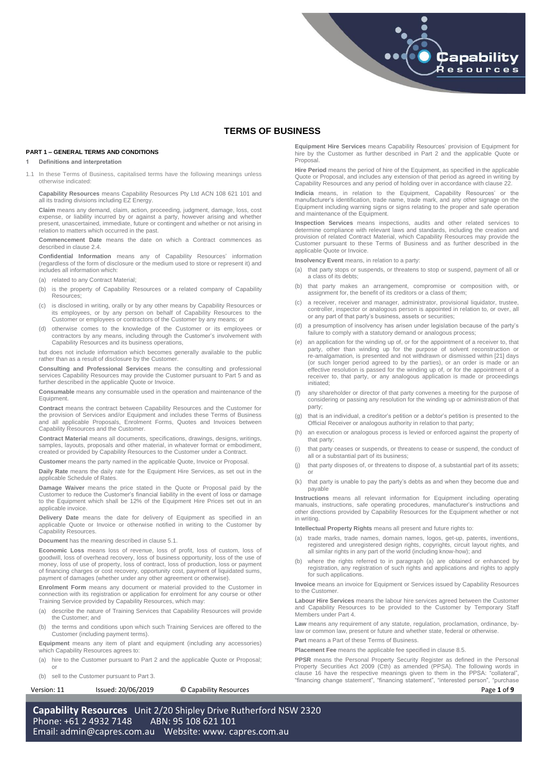# TERMS OF BUSINESS

## PART 1 – GENERAL TERMS AND CONDITIONS

### 1 Definitions and interpretation

1.1 In these Terms of Business, capitalised terms have the following meanings unless otherwise indicated:

**Capability Resources** means Capability Resources Pty Ltd ACN 108 621 101 and all its trading divisions including EZ Energy.

**Claim** means any demand, claim, action, proceeding, judgment, damage, loss, cost expense, or liability incurred by or against a party, however arising and whether present, unascertained, immediate, future or contingent and whether or not arising in relation to matters which occurred in the past.

**Commencement Date** means the date on which a Contract commences as described in clause 2.4.

**Confidential Information** means any of Capability Resources' information (regardless of the form of disclosure or the medium used to store or represent it) and includes all information which:

(a) related to any Contract Material;

(b) is the property of Capability Resources or a related company of Capability Resources;

(c) is disclosed in writing, orally or by any other means by Capability Resources or its employees, or by any person on behalf of Capability Resources to the Customer or employees or contractors of the Customer by any means; or

(d) otherwise comes to the knowledge of the Customer or its employees or contractors by any means, including through the Customer's involvement with Capability Resources and its business operations,

but does not include information which becomes generally available to the public rather than as a result of disclosure by the Customer.

**Consulting and Professional Services** means the consulting and professional services Capability Resources may provide the Customer pursuant to Part 5 and as further described in the applicable Quote or Invoice.

**Consumable** means any consumable used in the operation and maintenance of the Equipment.

**Contract** means the contract between Capability Resources and the Customer for the provision of Services and/or Equipment and includes these Terms of Business and all applicable Proposals, Enrolment Forms, Quotes and Invoices between Capability Resources and the Customer.

**Contract Material** means all documents, specifications, drawings, designs, writings, samples, layouts, proposals and other material, in whatever format or embodiment, created or provided by Capability Resources to the Customer under a Contract.

**Customer** means the party named in the applicable Quote, Invoice or Proposal.

**Daily Rate** means the daily rate for the Equipment Hire Services, as set out in the applicable Schedule of Rates.

**Damage Waiver** means the price stated in the Quote or Proposal paid by the Customer to reduce the Customer's financial liability in the event of loss or damage to the Equipment which shall be 12% of the Equipment Hire Prices set out in an applicable invoice.

**Delivery Date** means the date for delivery of Equipment as specified in an applicable Quote or Invoice or otherwise notified in writing to the Customer by Capability Resources.

**Document** has the meaning described in clause 5.1.

**Economic Loss** means loss of revenue, loss of profit, loss of custom, loss of goodwill, loss of overhead recovery, loss of business opportunity, loss of the use of money, loss of use of property, loss of contract, loss of production, loss or payment of financing charges or cost recovery, opportunity cost, payment of liquidated sums, payment of damages (whether under any other agreement or otherwise).

**Enrolment Form** means any document or material provided to the Customer in connection with its registration or application for enrolment for any course or other Training Service provided by Capability Resources, which may:

(a) describe the nature of Training Services that Capability Resources will provide the Customer; and

(b) the terms and conditions upon which such Training Services are offered to the Customer (including payment terms).

**Equipment** means any item of plant and equipment (including any accessories) which Capability Resources agrees to:

(a) hire to the Customer pursuant to Part 2 and the applicable Quote or Proposal; or

(b) sell to the Customer pursuant to Part 3.

**Equipment Hire Services** means Capability Resources' provision of Equipment for hire by the Customer as further described in Part 2 and the applicable Quote or Proposal.

**Hire Period** means the period of hire of the Equipment, as specified in the applicable Quote or Proposal, and includes any extension of that period as agreed in writing by Capability Resources and any period of holding over in accordance with clause 22.

**Indicia** means, in relation to the Equipment, Capability Resources' or the manufacturer's identification, trade name, trade mark, and any other signage on the Equipment including warning signs or signs relating to the proper and safe operation and maintenance of the Equipment.

**Inspection Services** means inspections, audits and other related services to determine compliance with relevant laws and standards, including the creation and provision of related Contract Material, which Capability Resources may provide the Customer pursuant to these Terms of Business and as further described in the applicable Quote or Invoice.

**Insolvency Event** means, in relation to a party:

(a) that party stops or suspends, or threatens to stop or suspend, payment of all or a class of its debts;

(b) that party makes an arrangement, compromise or composition with, or assignment for, the benefit of its creditors or a class of them;

(c) a receiver, receiver and manager, administrator, provisional liquidator, trustee, controller, inspector or analogous person is appointed in relation to, or over, all or any part of that party's business, assets or securities;

(d) a presumption of insolvency has arisen under legislation because of the party's failure to comply with a statutory demand or analogous process;

(e) an application for the winding up of, or for the appointment of a receiver to, that party, other than winding up for the purpose of solvent reconstruction or re-amalgamation, is presented and not withdrawn or dismissed within [21] days (or such longer period agreed to by the parties), or an order is made or an effective resolution is passed for the winding up of, or for the appointment of a receiver to, that party, or any analogous application is made or proceedings initiated;

(f) any shareholder or director of that party convenes a meeting for the purpose of considering or passing any resolution for the winding up or administration of that party;

(g) that is an individual, a creditor's petition or a debtor's petition is presented to the Official Receiver or analogous authority in relation to that party;

(h) an execution or analogous process is levied or enforced against the property of that party;

(i) that party ceases or suspends, or threatens to cease or suspend, the conduct of all or a substantial part of its business;

(j) that party disposes of, or threatens to dispose of, a substantial part of its assets; or

(k) that party is unable to pay the party's debts as and when they become due and payable

**Instructions** means all relevant information for Equipment including operating manuals, instructions, safe operating procedures, manufacturer's instructions and other directions provided by Capability Resources for the Equipment whether or not in writing.

**Intellectual Property Rights** means all present and future rights to:

(a) trade marks, trade names, domain names, logos, get-up, patents, inventions, registered and unregistered design rights, copyrights, circuit layout rights, and all similar rights in any part of the world (including know-how); and

(b) where the rights referred to in paragraph (a) are obtained or enhanced by registration, any registration of such rights and applications and rights to apply for such applications.

**Invoice** means an invoice for Equipment or Services issued by Capability Resources to the Customer.

**Labour Hire Services** means the labour hire services agreed between the Customer and Capability Resources to be provided to the Customer by Temporary Staff Members under Part 4.

**Law** means any requirement of any statute, regulation, proclamation, ordinance, by-law or common law, present or future and whether state, federal or otherwise.

**Part** means a Part of these Terms of Business.

**Placement Fee** means the applicable fee specified in clause 8.5.

**PPSR** means the Personal Property Security Register as defined in the Personal Property Securities Act 2009 (Cth) as amended (PPSA). The following words in clause 16 have the respective meanings given to them in the PPSA: "collateral", "financing change statement", "financing statement", "interested person", "purchase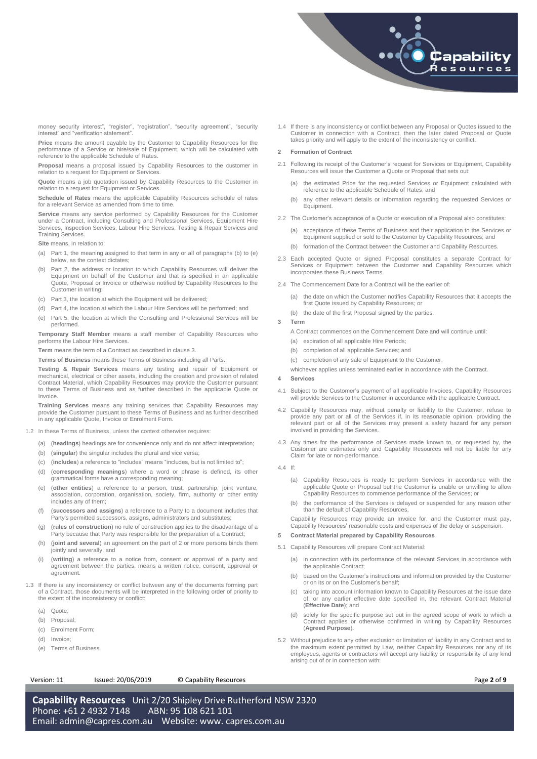money security interest", "register", "registration", "security agreement", "security interest" and "verification statement".

**Price** means the amount payable by the Customer to Capability Resources for the performance of a Service or hire/sale of Equipment, which will be calculated with reference to the applicable Schedule of Rates.

**Proposal** means a proposal issued by Capability Resources to the customer in relation to a request for Equipment or Services.

**Quote** means a job quotation issued by Capability Resources to the Customer in relation to a request for Equipment or Services.

**Schedule of Rates** means the applicable Capability Resources schedule of rates for a relevant Service as amended from time to time.

**Service** means any service performed by Capability Resources for the Customer under a Contract, including Consulting and Professional Services, Equipment Hire Services, Inspection Services, Labour Hire Services, Testing & Repair Services and Training Services.

**Site** means, in relation to:

(a) Part 1, the meaning assigned to that term in any or all of paragraphs (b) to (e) below, as the context dictates;

(b) Part 2, the address or location to which Capability Resources will deliver the Equipment on behalf of the Customer and that is specified in an applicable Quote, Proposal or Invoice or otherwise notified by Capability Resources to the Customer in writing;

(c) Part 3, the location at which the Equipment will be delivered;

(d) Part 4, the location at which the Labour Hire Services will be performed; and

(e) Part 5, the location at which the Consulting and Professional Services will be performed.

**Temporary Staff Member** means a staff member of Capability Resources who performs the Labour Hire Services.

**Term** means the term of a Contract as described in clause 3.

**Terms of Business** means these Terms of Business including all Parts.

**Testing & Repair Services** means any testing and repair of Equipment or mechanical, electrical or other assets, including the creation and provision of related Contract Material, which Capability Resources may provide the Customer pursuant to these Terms of Business and as further described in the applicable Quote or Invoice.

**Training Services** means any training services that Capability Resources may provide the Customer pursuant to these Terms of Business and as further described in any applicable Quote, Invoice or Enrolment Form.

1.2 In these Terms of Business, unless the context otherwise requires:

(a) (**headings**) headings are for convenience only and do not affect interpretation;

(b) (**singular**) the singular includes the plural and vice versa;

(c) (**includes**) a reference to "includes" means "includes, but is not limited to";

(d) (**corresponding meanings**) where a word or phrase is defined, its other grammatical forms have a corresponding meaning;

(e) (**other entities**) a reference to a person, trust, partnership, joint venture, association, corporation, organisation, society, firm, authority or other entity includes any of them;

(f) (**successors and assigns**) a reference to a Party to a document includes that Party's permitted successors, assigns, administrators and substitutes;

(g) (**rules of construction**) no rule of construction applies to the disadvantage of a Party because that Party was responsible for the preparation of a Contract;

(h) (**joint and several**) an agreement on the part of 2 or more persons binds them jointly and severally; and

(i) (**writing**) a reference to a notice from, consent or approval of a party and agreement between the parties, means a written notice, consent, approval or agreement.

1.3 If there is any inconsistency or conflict between any of the documents forming part of a Contract, those documents will be interpreted in the following order of priority to the extent of the inconsistency or conflict:

(a) Quote;

(b) Proposal;

(c) Enrolment Form;

(d) Invoice;

(e) Terms of Business.

1.4 If there is any inconsistency or conflict between any Proposal or Quotes issued to the Customer in connection with a Contract, then the later dated Proposal or Quote takes priority and will apply to the extent of the inconsistency or conflict.

## 2 Formation of Contract

2.1 Following its receipt of the Customer's request for Services or Equipment, Capability Resources will issue the Customer a Quote or Proposal that sets out:

(a) the estimated Price for the requested Services or Equipment calculated with reference to the applicable Schedule of Rates; and

(b) any other relevant details or information regarding the requested Services or Equipment.

2.2 The Customer's acceptance of a Quote or execution of a Proposal also constitutes:

(a) acceptance of these Terms of Business and their application to the Services or Equipment supplied or sold to the Customer by Capability Resources; and

(b) formation of the Contract between the Customer and Capability Resources.

2.3 Each accepted Quote or signed Proposal constitutes a separate Contract for Services or Equipment between the Customer and Capability Resources which incorporates these Business Terms.

2.4 The Commencement Date for a Contract will be the earlier of:

(a) the date on which the Customer notifies Capability Resources that it accepts the first Quote issued by Capability Resources; or

(b) the date of the first Proposal signed by the parties.

## 3 Term

A Contract commences on the Commencement Date and will continue until:

(a) expiration of all applicable Hire Periods;

(b) completion of all applicable Services; and

(c) completion of any sale of Equipment to the Customer,

whichever applies unless terminated earlier in accordance with the Contract.

## 4 Services

4.1 Subject to the Customer's payment of all applicable Invoices, Capability Resources will provide Services to the Customer in accordance with the applicable Contract.

4.2 Capability Resources may, without penalty or liability to the Customer, refuse to provide any part or all of the Services if, in its reasonable opinion, providing the relevant part or all of the Services may present a safety hazard for any person involved in providing the Services.

4.3 Any times for the performance of Services made known to, or requested by, the Customer are estimates only and Capability Resources will not be liable for any Claim for late or non-performance.

4.4 If:

(a) Capability Resources is ready to perform Services in accordance with the applicable Quote or Proposal but the Customer is unable or unwilling to allow Capability Resources to commence performance of the Services; or

(b) the performance of the Services is delayed or suspended for any reason other than the default of Capability Resources,

Capability Resources may provide an Invoice for, and the Customer must pay, Capability Resources' reasonable costs and expenses of the delay or suspension.

## 5 Contract Material prepared by Capability Resources

5.1 Capability Resources will prepare Contract Material:

(a) in connection with its performance of the relevant Services in accordance with the applicable Contract;

(b) based on the Customer's instructions and information provided by the Customer or on its or on the Customer's behalf;

(c) taking into account information known to Capability Resources at the issue date of, or any earlier effective date specified in, the relevant Contract Material (**Effective Date**); and

(d) solely for the specific purpose set out in the agreed scope of work to which a Contract applies or otherwise confirmed in writing by Capability Resources (**Agreed Purpose**).

5.2 Without prejudice to any other exclusion or limitation of liability in any Contract and to the maximum extent permitted by Law, neither Capability Resources nor any of its employees, agents or contractors will accept any liability or responsibility of any kind arising out of or in connection with: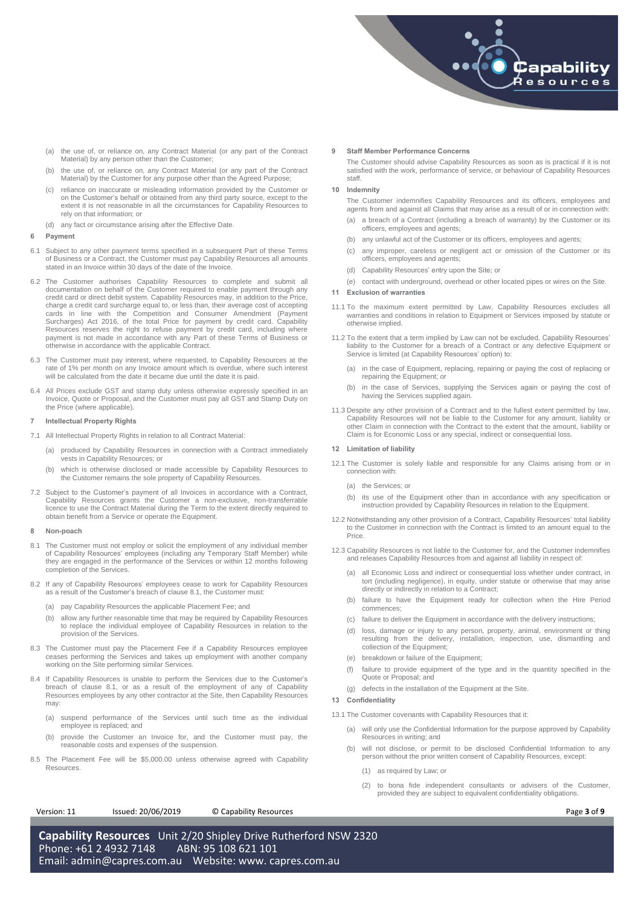(a) the use of, or reliance on, any Contract Material (or any part of the Contract Material) by any person other than the Customer;

(b) the use of, or reliance on, any Contract Material (or any part of the Contract Material) by the Customer for any purpose other than the Agreed Purpose;

(c) reliance on inaccurate or misleading information provided by the Customer or on the Customer's behalf or obtained from any third party source, except to the extent it is not reasonable in all the circumstances for Capability Resources to rely on that information; or

(d) any fact or circumstance arising after the Effective Date.

**6 Payment**

6.1 Subject to any other payment terms specified in a subsequent Part of these Terms of Business or a Contract, the Customer must pay Capability Resources all amounts stated in an Invoice within 30 days of the date of the Invoice.

6.2 The Customer authorises Capability Resources to complete and submit all documentation on behalf of the Customer required to enable payment through any credit card or direct debit system. Capability Resources may, in addition to the Price, charge a credit card surcharge equal to, or less than, their average cost of accepting cards in line with the Competition and Consumer Amendment (Payment Surcharges) Act 2016, of the total Price for payment by credit card. Capability Resources reserves the right to refuse payment by credit card, including where payment is not made in accordance with any Part of these Terms of Business or otherwise in accordance with the applicable Contract.

6.3 The Customer must pay interest, where requested, to Capability Resources at the rate of 1% per month on any Invoice amount which is overdue, where such interest will be calculated from the date it became due until the date it is paid.

6.4 All Prices exclude GST and stamp duty unless otherwise expressly specified in an Invoice, Quote or Proposal, and the Customer must pay all GST and Stamp Duty on the Price (where applicable).

**7 Intellectual Property Rights**

7.1 All Intellectual Property Rights in relation to all Contract Material:

(a) produced by Capability Resources in connection with a Contract immediately vests in Capability Resources; or

(b) which is otherwise disclosed or made accessible by Capability Resources to the Customer remains the sole property of Capability Resources.

7.2 Subject to the Customer's payment of all Invoices in accordance with a Contract, Capability Resources grants the Customer a non-exclusive, non-transferrable licence to use the Contract Material during the Term to the extent directly required to obtain benefit from a Service or operate the Equipment.

**8 Non-poach**

8.1 The Customer must not employ or solicit the employment of any individual member of Capability Resources' employees (including any Temporary Staff Member) while they are engaged in the performance of the Services or within 12 months following completion of the Services.

8.2 If any of Capability Resources' employees cease to work for Capability Resources as a result of the Customer's breach of clause 8.1, the Customer must:

(a) pay Capability Resources the applicable Placement Fee; and

(b) allow any further reasonable time that may be required by Capability Resources to replace the individual employee of Capability Resources in relation to the provision of the Services.

8.3 The Customer must pay the Placement Fee if a Capability Resources employee ceases performing the Services and takes up employment with another company working on the Site performing similar Services.

8.4 If Capability Resources is unable to perform the Services due to the Customer's breach of clause 8.1, or as a result of the employment of any of Capability Resources employees by any other contractor at the Site, then Capability Resources may:

(a) suspend performance of the Services until such time as the individual employee is replaced; and

(b) provide the Customer an Invoice for, and the Customer must pay, the reasonable costs and expenses of the suspension.

8.5 The Placement Fee will be $5,000.00 unless otherwise agreed with Capability Resources.

**9 Staff Member Performance Concerns**

The Customer should advise Capability Resources as soon as is practical if it is not satisfied with the work, performance of service, or behaviour of Capability Resources staff.

**10 Indemnity**

The Customer indemnifies Capability Resources and its officers, employees and agents from and against all Claims that may arise as a result of or in connection with:

(a) a breach of a Contract (including a breach of warranty) by the Customer or its officers, employees and agents;

(b) any unlawful act of the Customer or its officers, employees and agents;

(c) any improper, careless or negligent act or omission of the Customer or its officers, employees and agents;

(d) Capability Resources' entry upon the Site; or

(e) contact with underground, overhead or other located pipes or wires on the Site.

**11 Exclusion of warranties**

11.1 To the maximum extent permitted by Law, Capability Resources excludes all warranties and conditions in relation to Equipment or Services imposed by statute or otherwise implied.

11.2 To the extent that a term implied by Law can not be excluded, Capability Resources' liability to the Customer for a breach of a Contract or any defective Equipment or Service is limited (at Capability Resources' option) to:

(a) in the case of Equipment, replacing, repairing or paying the cost of replacing or repairing the Equipment; or

(b) in the case of Services, supplying the Services again or paying the cost of having the Services supplied again.

11.3 Despite any other provision of a Contract and to the fullest extent permitted by law, Capability Resources will not be liable to the Customer for any amount, liability or other Claim in connection with the Contract to the extent that the amount, liability or Claim is for Economic Loss or any special, indirect or consequential loss.

**12 Limitation of liability**

12.1 The Customer is solely liable and responsible for any Claims arising from or in connection with:

(a) the Services; or

(b) its use of the Equipment other than in accordance with any specification or instruction provided by Capability Resources in relation to the Equipment.

12.2 Notwithstanding any other provision of a Contract, Capability Resources' total liability to the Customer in connection with the Contract is limited to an amount equal to the Price.

12.3 Capability Resources is not liable to the Customer for, and the Customer indemnifies and releases Capability Resources from and against all liability in respect of:

(a) all Economic Loss and indirect or consequential loss whether under contract, in tort (including negligence), in equity, under statute or otherwise that may arise directly or indirectly in relation to a Contract;

(b) failure to have the Equipment ready for collection when the Hire Period commences;

(c) failure to deliver the Equipment in accordance with the delivery instructions;

(d) loss, damage or injury to any person, property, animal, environment or thing resulting from the delivery, installation, inspection, use, dismantling and collection of the Equipment;

(e) breakdown or failure of the Equipment;

(f) failure to provide equipment of the type and in the quantity specified in the Quote or Proposal; and

(g) defects in the installation of the Equipment at the Site.

**13 Confidentiality**

13.1 The Customer covenants with Capability Resources that it:

(a) will only use the Confidential Information for the purpose approved by Capability Resources in writing; and

(b) will not disclose, or permit to be disclosed Confidential Information to any person without the prior written consent of Capability Resources, except:

(1) as required by Law; or

(2) to bona fide independent consultants or advisers of the Customer, provided they are subject to equivalent confidentiality obligations.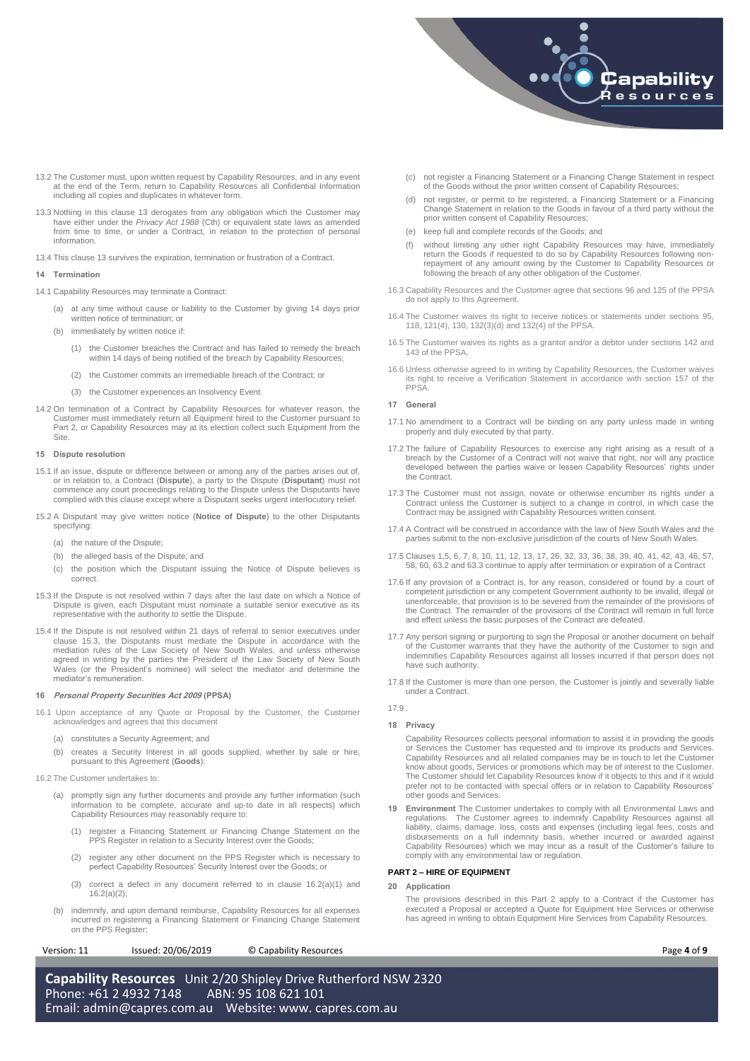13.2 The Customer must, upon written request by Capability Resources, and in any event at the end of the Term, return to Capability Resources all Confidential Information including all copies and duplicates in whatever form.

13.3 Nothing in this clause 13 derogates from any obligation which the Customer may have either under the *Privacy Act 1988* (Cth) or equivalent state laws as amended from time to time, or under a Contract, in relation to the protection of personal information.

13.4 This clause 13 survives the expiration, termination or frustration of a Contract.

**14 Termination**

14.1 Capability Resources may terminate a Contract:

(a) at any time without cause or liability to the Customer by giving 14 days prior written notice of termination; or

(b) immediately by written notice if:

(1) the Customer breaches the Contract and has failed to remedy the breach within 14 days of being notified of the breach by Capability Resources;

(2) the Customer commits an irremediable breach of the Contract; or

(3) the Customer experiences an Insolvency Event.

14.2 On termination of a Contract by Capability Resources for whatever reason, the Customer must immediately return all Equipment hired to the Customer pursuant to Part 2, or Capability Resources may at its election collect such Equipment from the Site.

**15 Dispute resolution**

15.1 If an issue, dispute or difference between or among any of the parties arises out of, or in relation to, a Contract (**Dispute**), a party to the Dispute (**Disputant**) must not commence any court proceedings relating to the Dispute unless the Disputants have complied with this clause except where a Disputant seeks urgent interlocutory relief.

15.2 A Disputant may give written notice (**Notice of Dispute**) to the other Disputants specifying:

(a) the nature of the Dispute;

(b) the alleged basis of the Dispute; and

(c) the position which the Disputant issuing the Notice of Dispute believes is correct.

15.3 If the Dispute is not resolved within 7 days after the last date on which a Notice of Dispute is given, each Disputant must nominate a suitable senior executive as its representative with the authority to settle the Dispute.

15.4 If the Dispute is not resolved within 21 days of referral to senior executives under clause 15.3, the Disputants must mediate the Dispute in accordance with the mediation rules of the Law Society of New South Wales, and unless otherwise agreed in writing by the parties the President of the Law Society of New South Wales (or the President's nominee) will select the mediator and determine the mediator's remuneration.

**16 *Personal Property Securities Act 2009* (PPSA)**

16.1 Upon acceptance of any Quote or Proposal by the Customer, the Customer acknowledges and agrees that this document

(a) constitutes a Security Agreement; and

(b) creates a Security Interest in all goods supplied, whether by sale or hire, pursuant to this Agreement (**Goods**):

16.2 The Customer undertakes to:

(a) promptly sign any further documents and provide any further information (such information to be complete, accurate and up-to date in all respects) which Capability Resources may reasonably require to:

(1) register a Financing Statement or Financing Change Statement on the PPS Register in relation to a Security Interest over the Goods;

(2) register any other document on the PPS Register which is necessary to perfect Capability Resources' Security Interest over the Goods; or

(3) correct a defect in any document referred to in clause 16.2(a)(1) and 16.2(a)(2);

(b) indemnify, and upon demand reimburse, Capability Resources for all expenses incurred in registering a Financing Statement or Financing Change Statement on the PPS Register;

(c) not register a Financing Statement or a Financing Change Statement in respect of the Goods without the prior written consent of Capability Resources;

(d) not register, or permit to be registered, a Financing Statement or a Financing Change Statement in relation to the Goods in favour of a third party without the prior written consent of Capability Resources;

(e) keep full and complete records of the Goods; and

(f) without limiting any other right Capability Resources may have, immediately return the Goods if requested to do so by Capability Resources following non-repayment of any amount owing by the Customer to Capability Resources or following the breach of any other obligation of the Customer.

16.3 Capability Resources and the Customer agree that sections 96 and 125 of the PPSA do not apply to this Agreement.

16.4 The Customer waives its right to receive notices or statements under sections 95, 118, 121(4), 130, 132(3)(d) and 132(4) of the PPSA.

16.5 The Customer waives its rights as a grantor and/or a debtor under sections 142 and 143 of the PPSA.

16.6 Unless otherwise agreed to in writing by Capability Resources, the Customer waives its right to receive a Verification Statement in accordance with section 157 of the PPSA.

**17 General**

17.1 No amendment to a Contract will be binding on any party unless made in writing properly and duly executed by that party.

17.2 The failure of Capability Resources to exercise any right arising as a result of a breach by the Customer of a Contract will not waive that right, nor will any practice developed between the parties waive or lessen Capability Resources' rights under the Contract.

17.3 The Customer must not assign, novate or otherwise encumber its rights under a Contract unless the Customer is subject to a change in control, in which case the Contract may be assigned with Capability Resources written consent.

17.4 A Contract will be construed in accordance with the law of New South Wales and the parties submit to the non-exclusive jurisdiction of the courts of New South Wales.

17.5 Clauses 1,5, 6, 7, 8, 10, 11, 12, 13, 17, 26, 32, 33, 36, 38, 39, 40, 41, 42, 43, 46, 57, 58, 60, 63.2 and 63.3 continue to apply after termination or expiration of a Contract

17.6 If any provision of a Contract is, for any reason, considered or found by a court of competent jurisdiction or any competent Government authority to be invalid, illegal or unenforceable, that provision is to be severed from the remainder of the provisions of the Contract. The remainder of the provisions of the Contract will remain in full force and effect unless the basic purposes of the Contract are defeated.

17.7 Any person signing or purporting to sign the Proposal or another document on behalf of the Customer warrants that they have the authority of the Customer to sign and indemnifies Capability Resources against all losses incurred if that person does not have such authority.

17.8 If the Customer is more than one person, the Customer is jointly and severally liable under a Contract.

17.9 .

**18 Privacy**

Capability Resources collects personal information to assist it in providing the goods or Services the Customer has requested and to improve its products and Services. Capability Resources and all related companies may be in touch to let the Customer know about goods, Services or promotions which may be of interest to the Customer. The Customer should let Capability Resources know if it objects to this and if it would prefer not to be contacted with special offers or in relation to Capability Resources' other goods and Services.

**19 Environment** The Customer undertakes to comply with all Environmental Laws and regulations. The Customer agrees to indemnify Capability Resources against all liability, claims, damage, loss, costs and expenses (including legal fees, costs and disbursements on a full indemnity basis, whether incurred or awarded against Capability Resources) which we may incur as a result of the Customer's failure to comply with any environmental law or regulation.

## PART 2 – HIRE OF EQUIPMENT

**20 Application**

The provisions described in this Part 2 apply to a Contract if the Customer has executed a Proposal or accepted a Quote for Equipment Hire Services or otherwise has agreed in writing to obtain Equipment Hire Services from Capability Resources.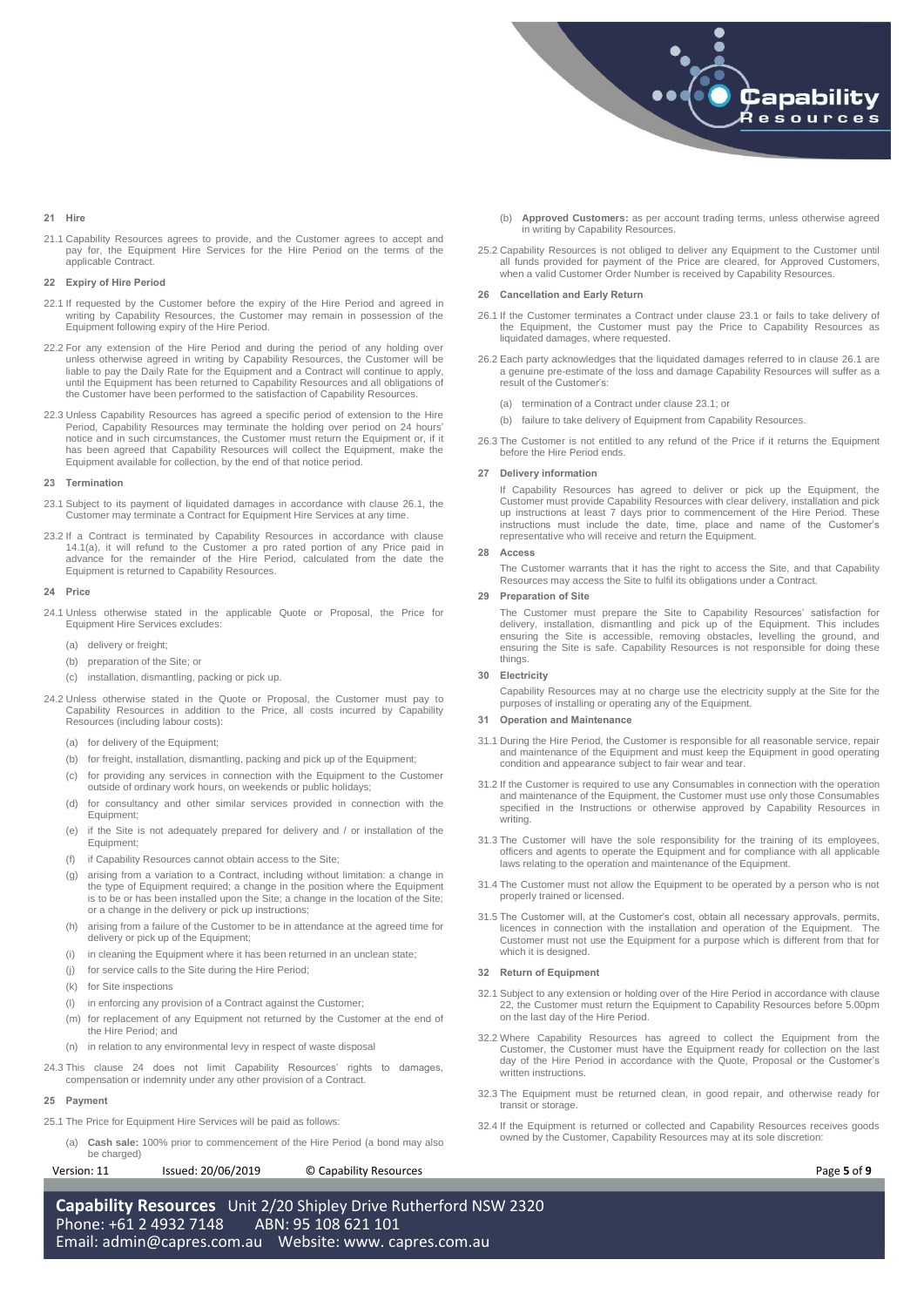## 21 Hire

21.1 Capability Resources agrees to provide, and the Customer agrees to accept and pay for, the Equipment Hire Services for the Hire Period on the terms of the applicable Contract.

## 22 Expiry of Hire Period

22.1 If requested by the Customer before the expiry of the Hire Period and agreed in writing by Capability Resources, the Customer may remain in possession of the Equipment following expiry of the Hire Period.

22.2 For any extension of the Hire Period and during the period of any holding over unless otherwise agreed in writing by Capability Resources, the Customer will be liable to pay the Daily Rate for the Equipment and a Contract will continue to apply, until the Equipment has been returned to Capability Resources and all obligations of the Customer have been performed to the satisfaction of Capability Resources.

22.3 Unless Capability Resources has agreed a specific period of extension to the Hire Period, Capability Resources may terminate the holding over period on 24 hours' notice and in such circumstances, the Customer must return the Equipment or, if it has been agreed that Capability Resources will collect the Equipment, make the Equipment available for collection, by the end of that notice period.

## 23 Termination

23.1 Subject to its payment of liquidated damages in accordance with clause 26.1, the Customer may terminate a Contract for Equipment Hire Services at any time.

23.2 If a Contract is terminated by Capability Resources in accordance with clause 14.1(a), it will refund to the Customer a pro rated portion of any Price paid in advance for the remainder of the Hire Period, calculated from the date the Equipment is returned to Capability Resources.

## 24 Price

24.1 Unless otherwise stated in the applicable Quote or Proposal, the Price for Equipment Hire Services excludes:

(a) delivery or freight;

(b) preparation of the Site; or

(c) installation, dismantling, packing or pick up.

24.2 Unless otherwise stated in the Quote or Proposal, the Customer must pay to Capability Resources in addition to the Price, all costs incurred by Capability Resources (including labour costs):

(a) for delivery of the Equipment;

(b) for freight, installation, dismantling, packing and pick up of the Equipment;

(c) for providing any services in connection with the Equipment to the Customer outside of ordinary work hours, on weekends or public holidays;

(d) for consultancy and other similar services provided in connection with the Equipment;

(e) if the Site is not adequately prepared for delivery and / or installation of the Equipment;

(f) if Capability Resources cannot obtain access to the Site;

(g) arising from a variation to a Contract, including without limitation: a change in the type of Equipment required; a change in the position where the Equipment is to be or has been installed upon the Site; a change in the location of the Site; or a change in the delivery or pick up instructions;

(h) arising from a failure of the Customer to be in attendance at the agreed time for delivery or pick up of the Equipment;

(i) in cleaning the Equipment where it has been returned in an unclean state;

(j) for service calls to the Site during the Hire Period;

(k) for Site inspections

(l) in enforcing any provision of a Contract against the Customer;

(m) for replacement of any Equipment not returned by the Customer at the end of the Hire Period; and

(n) in relation to any environmental levy in respect of waste disposal

24.3 This clause 24 does not limit Capability Resources' rights to damages, compensation or indemnity under any other provision of a Contract.

## 25 Payment

25.1 The Price for Equipment Hire Services will be paid as follows:

(a) **Cash sale:** 100% prior to commencement of the Hire Period (a bond may also be charged)

(b) **Approved Customers:** as per account trading terms, unless otherwise agreed in writing by Capability Resources.

25.2 Capability Resources is not obliged to deliver any Equipment to the Customer until all funds provided for payment of the Price are cleared, for Approved Customers, when a valid Customer Order Number is received by Capability Resources.

## 26 Cancellation and Early Return

26.1 If the Customer terminates a Contract under clause 23.1 or fails to take delivery of the Equipment, the Customer must pay the Price to Capability Resources as liquidated damages, where requested.

26.2 Each party acknowledges that the liquidated damages referred to in clause 26.1 are a genuine pre-estimate of the loss and damage Capability Resources will suffer as a result of the Customer's:

(a) termination of a Contract under clause 23.1; or

(b) failure to take delivery of Equipment from Capability Resources.

26.3 The Customer is not entitled to any refund of the Price if it returns the Equipment before the Hire Period ends.

## 27 Delivery information

If Capability Resources has agreed to deliver or pick up the Equipment, the Customer must provide Capability Resources with clear delivery, installation and pick up instructions at least 7 days prior to commencement of the Hire Period. These instructions must include the date, time, place and name of the Customer's representative who will receive and return the Equipment.

## 28 Access

The Customer warrants that it has the right to access the Site, and that Capability Resources may access the Site to fulfil its obligations under a Contract.

## 29 Preparation of Site

The Customer must prepare the Site to Capability Resources' satisfaction for delivery, installation, dismantling and pick up of the Equipment. This includes ensuring the Site is accessible, removing obstacles, levelling the ground, and ensuring the Site is safe. Capability Resources is not responsible for doing these things.

## 30 Electricity

Capability Resources may at no charge use the electricity supply at the Site for the purposes of installing or operating any of the Equipment.

## 31 Operation and Maintenance

31.1 During the Hire Period, the Customer is responsible for all reasonable service, repair and maintenance of the Equipment and must keep the Equipment in good operating condition and appearance subject to fair wear and tear.

31.2 If the Customer is required to use any Consumables in connection with the operation and maintenance of the Equipment, the Customer must use only those Consumables specified in the Instructions or otherwise approved by Capability Resources in writing.

31.3 The Customer will have the sole responsibility for the training of its employees, officers and agents to operate the Equipment and for compliance with all applicable laws relating to the operation and maintenance of the Equipment.

31.4 The Customer must not allow the Equipment to be operated by a person who is not properly trained or licensed.

31.5 The Customer will, at the Customer's cost, obtain all necessary approvals, permits, licences in connection with the installation and operation of the Equipment. The Customer must not use the Equipment for a purpose which is different from that for which it is designed.

## 32 Return of Equipment

32.1 Subject to any extension or holding over of the Hire Period in accordance with clause 22, the Customer must return the Equipment to Capability Resources before 5.00pm on the last day of the Hire Period.

32.2 Where Capability Resources has agreed to collect the Equipment from the Customer, the Customer must have the Equipment ready for collection on the last day of the Hire Period in accordance with the Quote, Proposal or the Customer's written instructions.

32.3 The Equipment must be returned clean, in good repair, and otherwise ready for transit or storage.

32.4 If the Equipment is returned or collected and Capability Resources receives goods owned by the Customer, Capability Resources may at its sole discretion: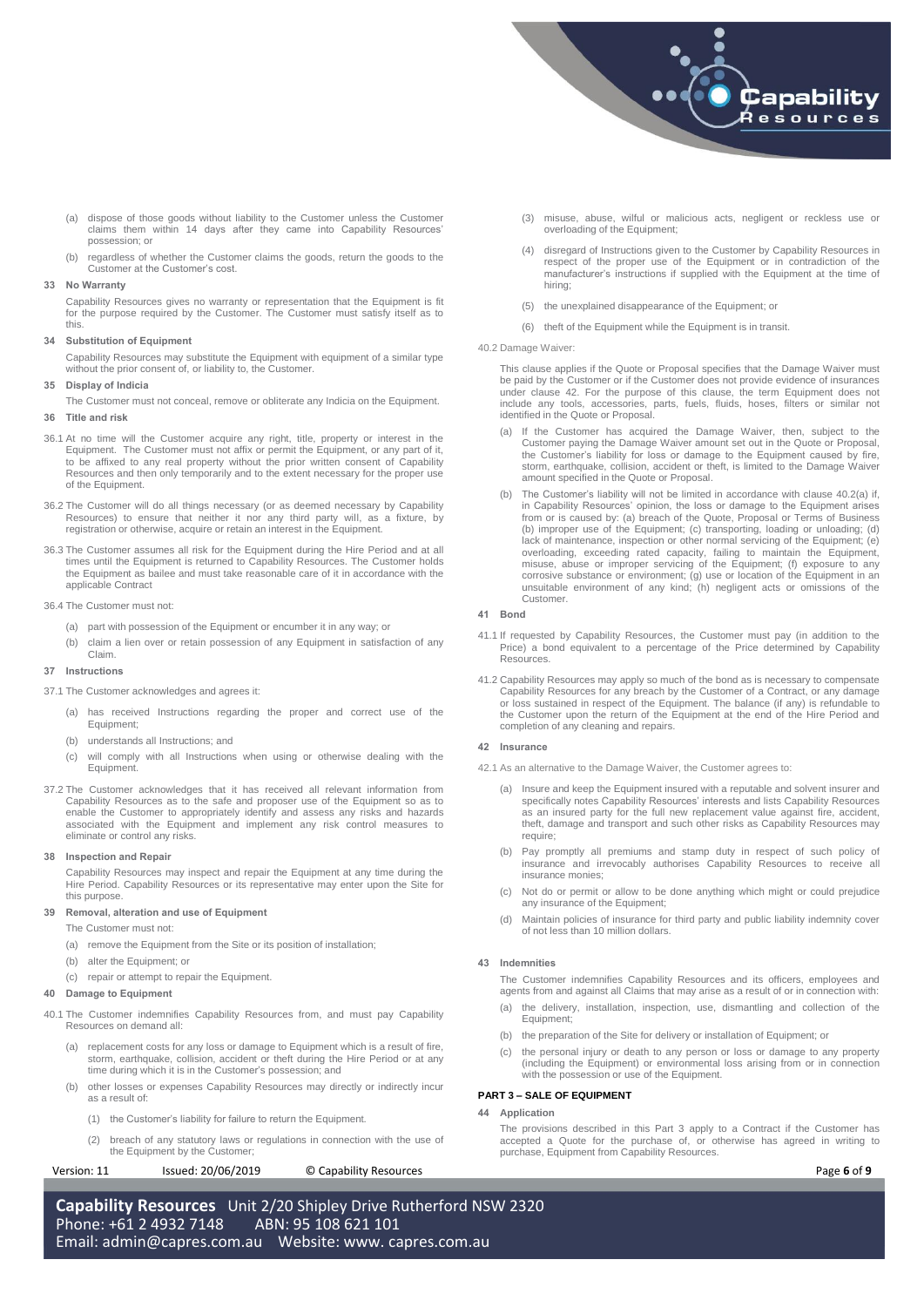(a) dispose of those goods without liability to the Customer unless the Customer claims them within 14 days after they came into Capability Resources' possession; or

(b) regardless of whether the Customer claims the goods, return the goods to the Customer at the Customer's cost.

**33 No Warranty**

Capability Resources gives no warranty or representation that the Equipment is fit for the purpose required by the Customer. The Customer must satisfy itself as to this.

**34 Substitution of Equipment**

Capability Resources may substitute the Equipment with equipment of a similar type without the prior consent of, or liability to, the Customer.

**35 Display of Indicia**

The Customer must not conceal, remove or obliterate any Indicia on the Equipment.

**36 Title and risk**

36.1 At no time will the Customer acquire any right, title, property or interest in the Equipment. The Customer must not affix or permit the Equipment, or any part of it, to be affixed to any real property without the prior written consent of Capability Resources and then only temporarily and to the extent necessary for the proper use of the Equipment.

36.2 The Customer will do all things necessary (or as deemed necessary by Capability Resources) to ensure that neither it nor any third party will, as a fixture, by registration or otherwise, acquire or retain an interest in the Equipment.

36.3 The Customer assumes all risk for the Equipment during the Hire Period and at all times until the Equipment is returned to Capability Resources. The Customer holds the Equipment as bailee and must take reasonable care of it in accordance with the applicable Contract

36.4 The Customer must not:

(a) part with possession of the Equipment or encumber it in any way; or

(b) claim a lien over or retain possession of any Equipment in satisfaction of any Claim.

**37 Instructions**

37.1 The Customer acknowledges and agrees it:

(a) has received Instructions regarding the proper and correct use of the Equipment;

(b) understands all Instructions; and

(c) will comply with all Instructions when using or otherwise dealing with the Equipment.

37.2 The Customer acknowledges that it has received all relevant information from Capability Resources as to the safe and proposer use of the Equipment so as to enable the Customer to appropriately identify and assess any risks and hazards associated with the Equipment and implement any risk control measures to eliminate or control any risks.

**38 Inspection and Repair**

Capability Resources may inspect and repair the Equipment at any time during the Hire Period. Capability Resources or its representative may enter upon the Site for this purpose.

**39 Removal, alteration and use of Equipment**

The Customer must not:

(a) remove the Equipment from the Site or its position of installation;

(b) alter the Equipment; or

(c) repair or attempt to repair the Equipment.

**40 Damage to Equipment**

40.1 The Customer indemnifies Capability Resources from, and must pay Capability Resources on demand all:

(a) replacement costs for any loss or damage to Equipment which is a result of fire, storm, earthquake, collision, accident or theft during the Hire Period or at any time during which it is in the Customer's possession; and

(b) other losses or expenses Capability Resources may directly or indirectly incur as a result of:

(1) the Customer's liability for failure to return the Equipment.

(2) breach of any statutory laws or regulations in connection with the use of the Equipment by the Customer;

(3) misuse, abuse, wilful or malicious acts, negligent or reckless use or overloading of the Equipment;

(4) disregard of Instructions given to the Customer by Capability Resources in respect of the proper use of the Equipment or in contradiction of the manufacturer's instructions if supplied with the Equipment at the time of hiring;

(5) the unexplained disappearance of the Equipment; or

(6) theft of the Equipment while the Equipment is in transit.

40.2 Damage Waiver:

This clause applies if the Quote or Proposal specifies that the Damage Waiver must be paid by the Customer or if the Customer does not provide evidence of insurances under clause 42. For the purpose of this clause, the term Equipment does not include any tools, accessories, parts, fuels, fluids, hoses, filters or similar not identified in the Quote or Proposal.

(a) If the Customer has acquired the Damage Waiver, then, subject to the Customer paying the Damage Waiver amount set out in the Quote or Proposal, the Customer's liability for loss or damage to the Equipment caused by fire, storm, earthquake, collision, accident or theft, is limited to the Damage Waiver amount specified in the Quote or Proposal.

(b) The Customer's liability will not be limited in accordance with clause 40.2(a) if, in Capability Resources' opinion, the loss or damage to the Equipment arises from or is caused by: (a) breach of the Quote, Proposal or Terms of Business (b) improper use of the Equipment; (c) transporting, loading or unloading; (d) lack of maintenance, inspection or other normal servicing of the Equipment; (e) overloading, exceeding rated capacity, failing to maintain the Equipment, misuse, abuse or improper servicing of the Equipment; (f) exposure to any corrosive substance or environment; (g) use or location of the Equipment in an unsuitable environment of any kind; (h) negligent acts or omissions of the Customer.

**41 Bond**

41.1 If requested by Capability Resources, the Customer must pay (in addition to the Price) a bond equivalent to a percentage of the Price determined by Capability Resources.

41.2 Capability Resources may apply so much of the bond as is necessary to compensate Capability Resources for any breach by the Customer of a Contract, or any damage or loss sustained in respect of the Equipment. The balance (if any) is refundable to the Customer upon the return of the Equipment at the end of the Hire Period and completion of any cleaning and repairs.

**42 Insurance**

42.1 As an alternative to the Damage Waiver, the Customer agrees to:

(a) Insure and keep the Equipment insured with a reputable and solvent insurer and specifically notes Capability Resources' interests and lists Capability Resources as an insured party for the full new replacement value against fire, accident, theft, damage and transport and such other risks as Capability Resources may require;

(b) Pay promptly all premiums and stamp duty in respect of such policy of insurance and irrevocably authorises Capability Resources to receive all insurance monies;

(c) Not do or permit or allow to be done anything which might or could prejudice any insurance of the Equipment;

(d) Maintain policies of insurance for third party and public liability indemnity cover of not less than 10 million dollars.

**43 Indemnities**

The Customer indemnifies Capability Resources and its officers, employees and agents from and against all Claims that may arise as a result of or in connection with:

(a) the delivery, installation, inspection, use, dismantling and collection of the Equipment;

(b) the preparation of the Site for delivery or installation of Equipment; or

(c) the personal injury or death to any person or loss or damage to any property (including the Equipment) or environmental loss arising from or in connection with the possession or use of the Equipment.

## PART 3 – SALE OF EQUIPMENT

**44 Application**

The provisions described in this Part 3 apply to a Contract if the Customer has accepted a Quote for the purchase of, or otherwise has agreed in writing to purchase, Equipment from Capability Resources.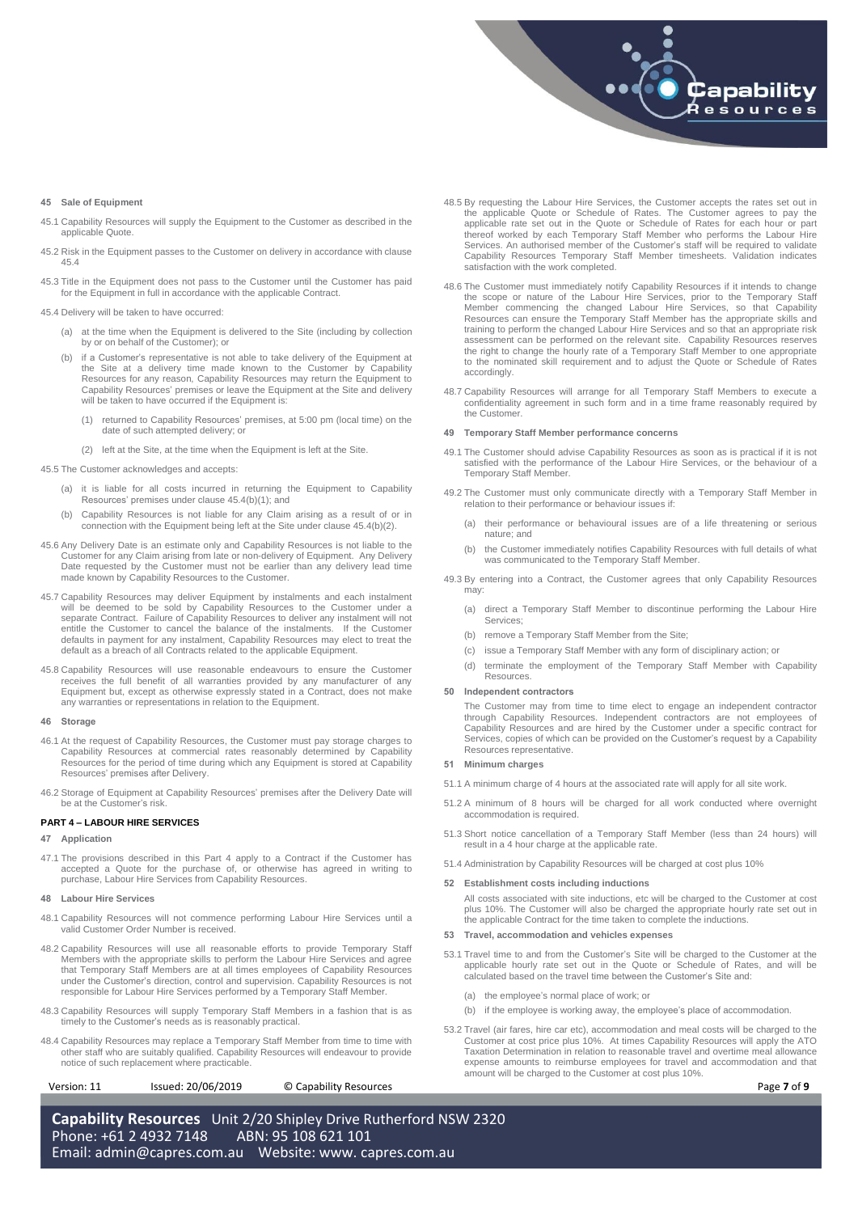## 45 Sale of Equipment

45.1 Capability Resources will supply the Equipment to the Customer as described in the applicable Quote.

45.2 Risk in the Equipment passes to the Customer on delivery in accordance with clause 45.4

45.3 Title in the Equipment does not pass to the Customer until the Customer has paid for the Equipment in full in accordance with the applicable Contract.

45.4 Delivery will be taken to have occurred:

- (a) at the time when the Equipment is delivered to the Site (including by collection by or on behalf of the Customer); or
- (b) if a Customer's representative is not able to take delivery of the Equipment at the Site at a delivery time made known to the Customer by Capability Resources for any reason, Capability Resources may return the Equipment to Capability Resources' premises or leave the Equipment at the Site and delivery will be taken to have occurred if the Equipment is:
  - (1) returned to Capability Resources' premises, at 5:00 pm (local time) on the date of such attempted delivery; or
  - (2) left at the Site, at the time when the Equipment is left at the Site.

45.5 The Customer acknowledges and accepts:

- (a) it is liable for all costs incurred in returning the Equipment to Capability Resources' premises under clause 45.4(b)(1); and
- (b) Capability Resources is not liable for any Claim arising as a result of or in connection with the Equipment being left at the Site under clause 45.4(b)(2).

45.6 Any Delivery Date is an estimate only and Capability Resources is not liable to the Customer for any Claim arising from late or non-delivery of Equipment. Any Delivery Date requested by the Customer must not be earlier than any delivery lead time made known by Capability Resources to the Customer.

45.7 Capability Resources may deliver Equipment by instalments and each instalment will be deemed to be sold by Capability Resources to the Customer under a separate Contract. Failure of Capability Resources to deliver any instalment will not entitle the Customer to cancel the balance of the instalments. If the Customer defaults in payment for any instalment, Capability Resources may elect to treat the default as a breach of all Contracts related to the applicable Equipment.

45.8 Capability Resources will use reasonable endeavours to ensure the Customer receives the full benefit of all warranties provided by any manufacturer of any Equipment but, except as otherwise expressly stated in a Contract, does not make any warranties or representations in relation to the Equipment.

## 46 Storage

46.1 At the request of Capability Resources, the Customer must pay storage charges to Capability Resources at commercial rates reasonably determined by Capability Resources for the period of time during which any Equipment is stored at Capability Resources' premises after Delivery.

46.2 Storage of Equipment at Capability Resources' premises after the Delivery Date will be at the Customer's risk.

# PART 4 – LABOUR HIRE SERVICES

## 47 Application

47.1 The provisions described in this Part 4 apply to a Contract if the Customer has accepted a Quote for the purchase of, or otherwise has agreed in writing to purchase, Labour Hire Services from Capability Resources.

## 48 Labour Hire Services

48.1 Capability Resources will not commence performing Labour Hire Services until a valid Customer Order Number is received.

48.2 Capability Resources will use all reasonable efforts to provide Temporary Staff Members with the appropriate skills to perform the Labour Hire Services and agree that Temporary Staff Members are at all times employees of Capability Resources under the Customer's direction, control and supervision. Capability Resources is not responsible for Labour Hire Services performed by a Temporary Staff Member.

48.3 Capability Resources will supply Temporary Staff Members in a fashion that is as timely to the Customer's needs as is reasonably practical.

48.4 Capability Resources may replace a Temporary Staff Member from time to time with other staff who are suitably qualified. Capability Resources will endeavour to provide notice of such replacement where practicable.

48.5 By requesting the Labour Hire Services, the Customer accepts the rates set out in the applicable Quote or Schedule of Rates. The Customer agrees to pay the applicable rate set out in the Quote or Schedule of Rates for each hour or part thereof worked by each Temporary Staff Member who performs the Labour Hire Services. An authorised member of the Customer's staff will be required to validate Capability Resources Temporary Staff Member timesheets. Validation indicates satisfaction with the work completed.

48.6 The Customer must immediately notify Capability Resources if it intends to change the scope or nature of the Labour Hire Services, prior to the Temporary Staff Member commencing the changed Labour Hire Services, so that Capability Resources can ensure the Temporary Staff Member has the appropriate skills and training to perform the changed Labour Hire Services and so that an appropriate risk assessment can be performed on the relevant site. Capability Resources reserves the right to change the hourly rate of a Temporary Staff Member to one appropriate to the nominated skill requirement and to adjust the Quote or Schedule of Rates accordingly.

48.7 Capability Resources will arrange for all Temporary Staff Members to execute a confidentiality agreement in such form and in a time frame reasonably required by the Customer.

## 49 Temporary Staff Member performance concerns

49.1 The Customer should advise Capability Resources as soon as is practical if it is not satisfied with the performance of the Labour Hire Services, or the behaviour of a Temporary Staff Member.

49.2 The Customer must only communicate directly with a Temporary Staff Member in relation to their performance or behaviour issues if:

- (a) their performance or behavioural issues are of a life threatening or serious nature; and
- (b) the Customer immediately notifies Capability Resources with full details of what was communicated to the Temporary Staff Member.

49.3 By entering into a Contract, the Customer agrees that only Capability Resources may:

- (a) direct a Temporary Staff Member to discontinue performing the Labour Hire Services;
- (b) remove a Temporary Staff Member from the Site;
- (c) issue a Temporary Staff Member with any form of disciplinary action; or
- (d) terminate the employment of the Temporary Staff Member with Capability Resources.

## 50 Independent contractors

The Customer may from time to time elect to engage an independent contractor through Capability Resources. Independent contractors are not employees of Capability Resources and are hired by the Customer under a specific contract for Services, copies of which can be provided on the Customer's request by a Capability Resources representative.

## 51 Minimum charges

51.1 A minimum charge of 4 hours at the associated rate will apply for all site work.

51.2 A minimum of 8 hours will be charged for all work conducted where overnight accommodation is required.

51.3 Short notice cancellation of a Temporary Staff Member (less than 24 hours) will result in a 4 hour charge at the applicable rate.

51.4 Administration by Capability Resources will be charged at cost plus 10%

## 52 Establishment costs including inductions

All costs associated with site inductions, etc will be charged to the Customer at cost plus 10%. The Customer will also be charged the appropriate hourly rate set out in the applicable Contract for the time taken to complete the inductions.

## 53 Travel, accommodation and vehicles expenses

53.1 Travel time to and from the Customer's Site will be charged to the Customer at the applicable hourly rate set out in the Quote or Schedule of Rates, and will be calculated based on the travel time between the Customer's Site and:

- (a) the employee's normal place of work; or
- (b) if the employee is working away, the employee's place of accommodation.

53.2 Travel (air fares, hire car etc), accommodation and meal costs will be charged to the Customer at cost price plus 10%. At times Capability Resources will apply the ATO Taxation Determination in relation to reasonable travel and overtime meal allowance expense amounts to reimburse employees for travel and accommodation and that amount will be charged to the Customer at cost plus 10%.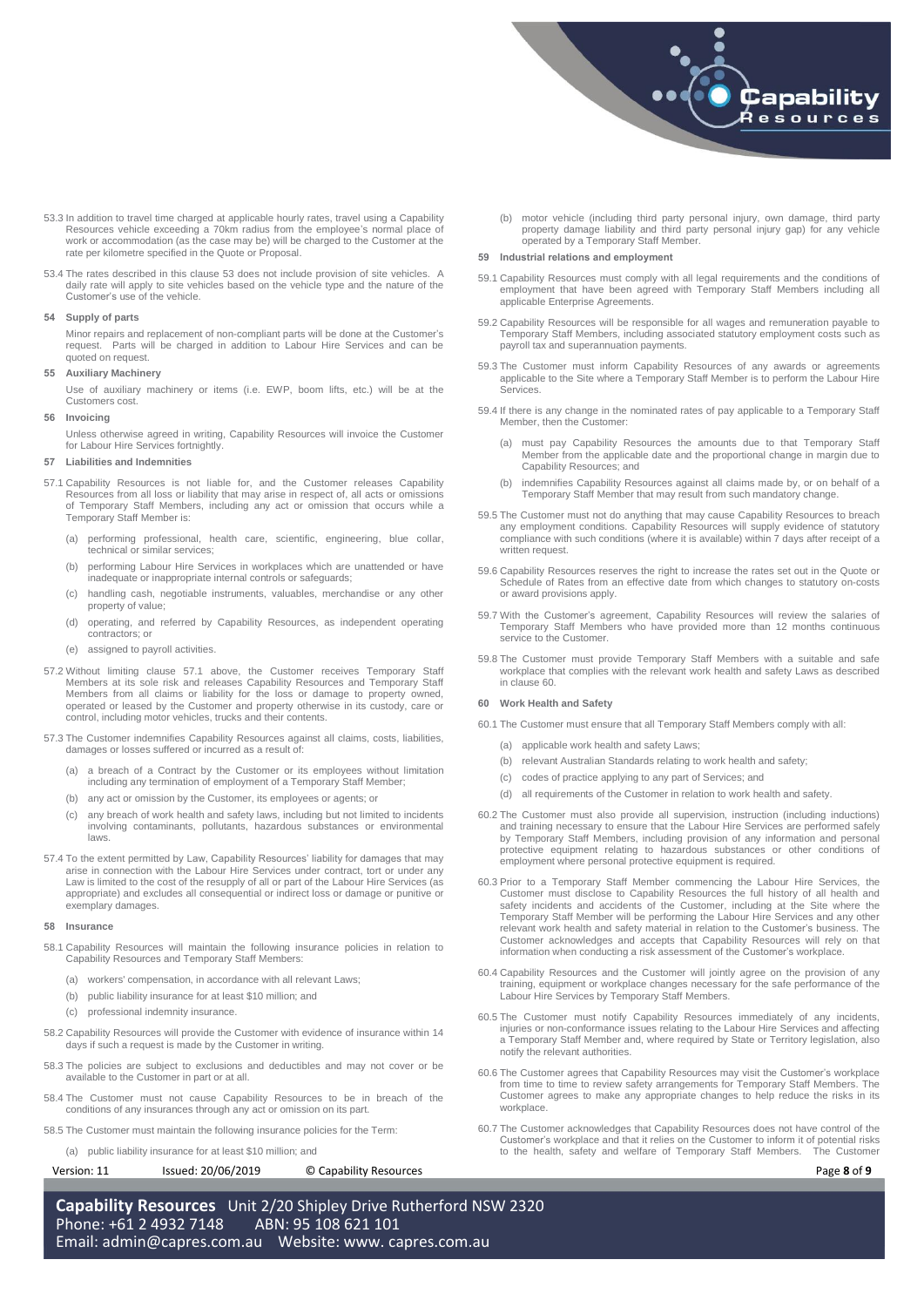53.3 In addition to travel time charged at applicable hourly rates, travel using a Capability Resources vehicle exceeding a 70km radius from the employee's normal place of work or accommodation (as the case may be) will be charged to the Customer at the rate per kilometre specified in the Quote or Proposal.

53.4 The rates described in this clause 53 does not include provision of site vehicles. A daily rate will apply to site vehicles based on the vehicle type and the nature of the Customer's use of the vehicle.

### 54 Supply of parts

Minor repairs and replacement of non-compliant parts will be done at the Customer's request. Parts will be charged in addition to Labour Hire Services and can be quoted on request.

### 55 Auxiliary Machinery

Use of auxiliary machinery or items (i.e. EWP, boom lifts, etc.) will be at the Customers cost.

### 56 Invoicing

Unless otherwise agreed in writing, Capability Resources will invoice the Customer for Labour Hire Services fortnightly.

### 57 Liabilities and Indemnities

57.1 Capability Resources is not liable for, and the Customer releases Capability Resources from all loss or liability that may arise in respect of, all acts or omissions of Temporary Staff Members, including any act or omission that occurs while a Temporary Staff Member is:

(a) performing professional, health care, scientific, engineering, blue collar, technical or similar services;

(b) performing Labour Hire Services in workplaces which are unattended or have inadequate or inappropriate internal controls or safeguards;

(c) handling cash, negotiable instruments, valuables, merchandise or any other property of value;

(d) operating, and referred by Capability Resources, as independent operating contractors; or

(e) assigned to payroll activities.

57.2 Without limiting clause 57.1 above, the Customer receives Temporary Staff Members at its sole risk and releases Capability Resources and Temporary Staff Members from all claims or liability for the loss or damage to property owned, operated or leased by the Customer and property otherwise in its custody, care or control, including motor vehicles, trucks and their contents.

57.3 The Customer indemnifies Capability Resources against all claims, costs, liabilities, damages or losses suffered or incurred as a result of:

(a) a breach of a Contract by the Customer or its employees without limitation including any termination of employment of a Temporary Staff Member;

(b) any act or omission by the Customer, its employees or agents; or

(c) any breach of work health and safety laws, including but not limited to incidents involving contaminants, pollutants, hazardous substances or environmental laws.

57.4 To the extent permitted by Law, Capability Resources' liability for damages that may arise in connection with the Labour Hire Services under contract, tort or under any Law is limited to the cost of the resupply of all or part of the Labour Hire Services (as appropriate) and excludes all consequential or indirect loss or damage or punitive or exemplary damages.

### 58 Insurance

58.1 Capability Resources will maintain the following insurance policies in relation to Capability Resources and Temporary Staff Members:

(a) workers' compensation, in accordance with all relevant Laws;

(b) public liability insurance for at least $10 million; and

(c) professional indemnity insurance.

58.2 Capability Resources will provide the Customer with evidence of insurance within 14 days if such a request is made by the Customer in writing.

58.3 The policies are subject to exclusions and deductibles and may not cover or be available to the Customer in part or at all.

58.4 The Customer must not cause Capability Resources to be in breach of the conditions of any insurances through any act or omission on its part.

58.5 The Customer must maintain the following insurance policies for the Term:

(a) public liability insurance for at least $10 million; and

(b) motor vehicle (including third party personal injury, own damage, third party property damage liability and third party personal injury gap) for any vehicle operated by a Temporary Staff Member.

### 59 Industrial relations and employment

59.1 Capability Resources must comply with all legal requirements and the conditions of employment that have been agreed with Temporary Staff Members including all applicable Enterprise Agreements.

59.2 Capability Resources will be responsible for all wages and remuneration payable to Temporary Staff Members, including associated statutory employment costs such as payroll tax and superannuation payments.

59.3 The Customer must inform Capability Resources of any awards or agreements applicable to the Site where a Temporary Staff Member is to perform the Labour Hire Services.

59.4 If there is any change in the nominated rates of pay applicable to a Temporary Staff Member, then the Customer:

(a) must pay Capability Resources the amounts due to that Temporary Staff Member from the applicable date and the proportional change in margin due to Capability Resources; and

(b) indemnifies Capability Resources against all claims made by, or on behalf of a Temporary Staff Member that may result from such mandatory change.

59.5 The Customer must not do anything that may cause Capability Resources to breach any employment conditions. Capability Resources will supply evidence of statutory compliance with such conditions (where it is available) within 7 days after receipt of a written request.

59.6 Capability Resources reserves the right to increase the rates set out in the Quote or Schedule of Rates from an effective date from which changes to statutory on-costs or award provisions apply.

59.7 With the Customer's agreement, Capability Resources will review the salaries of Temporary Staff Members who have provided more than 12 months continuous service to the Customer.

59.8 The Customer must provide Temporary Staff Members with a suitable and safe workplace that complies with the relevant work health and safety Laws as described in clause 60.

### 60 Work Health and Safety

60.1 The Customer must ensure that all Temporary Staff Members comply with all:

(a) applicable work health and safety Laws;

(b) relevant Australian Standards relating to work health and safety;

(c) codes of practice applying to any part of Services; and

(d) all requirements of the Customer in relation to work health and safety.

60.2 The Customer must also provide all supervision, instruction (including inductions) and training necessary to ensure that the Labour Hire Services are performed safely by Temporary Staff Members, including provision of any information and personal protective equipment relating to hazardous substances or other conditions of employment where personal protective equipment is required.

60.3 Prior to a Temporary Staff Member commencing the Labour Hire Services, the Customer must disclose to Capability Resources the full history of all health and safety incidents and accidents of the Customer, including at the Site where the Temporary Staff Member will be performing the Labour Hire Services and any other relevant work health and safety material in relation to the Customer's business. The Customer acknowledges and accepts that Capability Resources will rely on that information when conducting a risk assessment of the Customer's workplace.

60.4 Capability Resources and the Customer will jointly agree on the provision of any training, equipment or workplace changes necessary for the safe performance of the Labour Hire Services by Temporary Staff Members.

60.5 The Customer must notify Capability Resources immediately of any incidents, injuries or non-conformance issues relating to the Labour Hire Services and affecting a Temporary Staff Member and, where required by State or Territory legislation, also notify the relevant authorities.

60.6 The Customer agrees that Capability Resources may visit the Customer's workplace from time to time to review safety arrangements for Temporary Staff Members. The Customer agrees to make any appropriate changes to help reduce the risks in its workplace.

60.7 The Customer acknowledges that Capability Resources does not have control of the Customer's workplace and that it relies on the Customer to inform it of potential risks to the health, safety and welfare of Temporary Staff Members. The Customer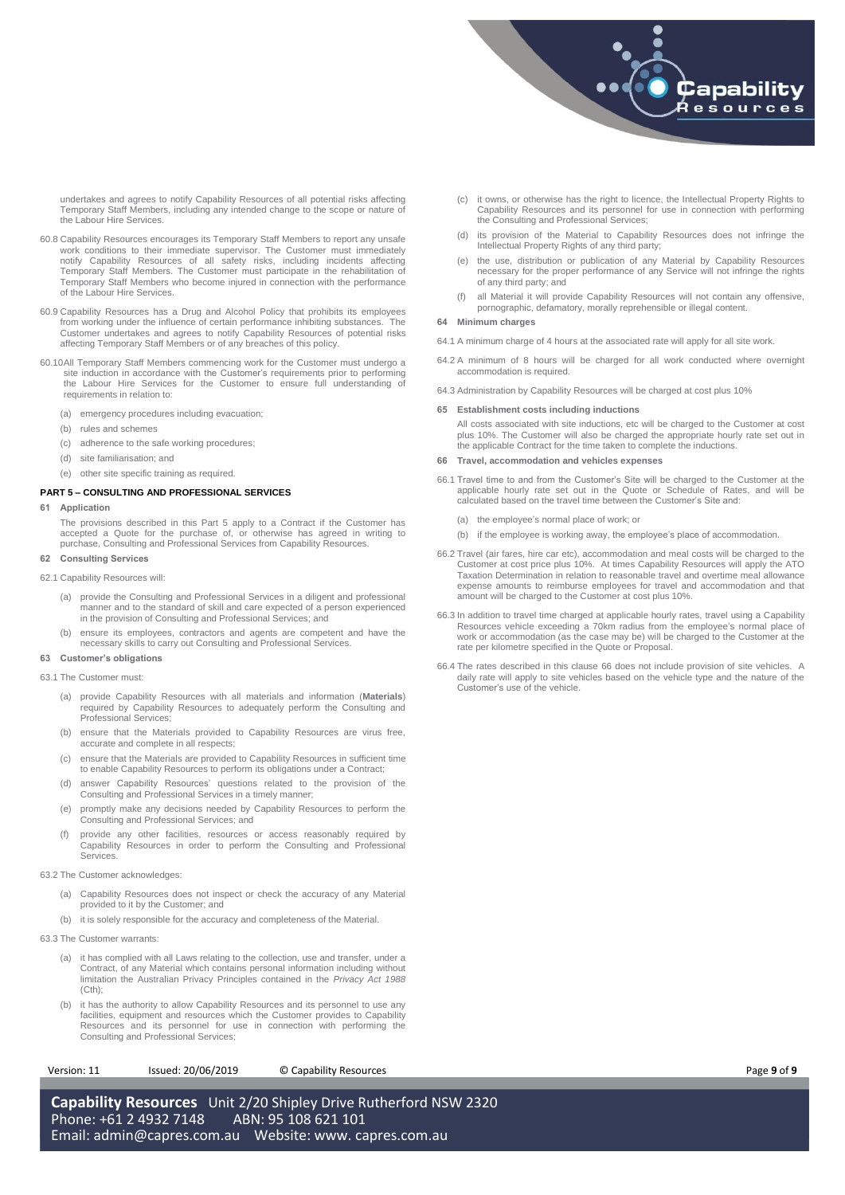undertakes and agrees to notify Capability Resources of all potential risks affecting Temporary Staff Members, including any intended change to the scope or nature of the Labour Hire Services.

60.8 Capability Resources encourages its Temporary Staff Members to report any unsafe work conditions to their immediate supervisor. The Customer must immediately notify Capability Resources of all safety risks, including incidents affecting Temporary Staff Members. The Customer must participate in the rehabilitation of Temporary Staff Members who become injured in connection with the performance of the Labour Hire Services.

60.9 Capability Resources has a Drug and Alcohol Policy that prohibits its employees from working under the influence of certain performance inhibiting substances. The Customer undertakes and agrees to notify Capability Resources of potential risks affecting Temporary Staff Members or of any breaches of this policy.

60.10 All Temporary Staff Members commencing work for the Customer must undergo a site induction in accordance with the Customer's requirements prior to performing the Labour Hire Services for the Customer to ensure full understanding of requirements in relation to:

(a) emergency procedures including evacuation;

(b) rules and schemes

(c) adherence to the safe working procedures;

(d) site familiarisation; and

(e) other site specific training as required.

## PART 5 – CONSULTING AND PROFESSIONAL SERVICES

### 61 Application

The provisions described in this Part 5 apply to a Contract if the Customer has accepted a Quote for the purchase of, or otherwise has agreed in writing to purchase, Consulting and Professional Services from Capability Resources.

### 62 Consulting Services

62.1 Capability Resources will:

(a) provide the Consulting and Professional Services in a diligent and professional manner and to the standard of skill and care expected of a person experienced in the provision of Consulting and Professional Services; and

(b) ensure its employees, contractors and agents are competent and have the necessary skills to carry out Consulting and Professional Services.

### 63 Customer's obligations

63.1 The Customer must:

(a) provide Capability Resources with all materials and information (**Materials**) required by Capability Resources to adequately perform the Consulting and Professional Services;

(b) ensure that the Materials provided to Capability Resources are virus free, accurate and complete in all respects;

(c) ensure that the Materials are provided to Capability Resources in sufficient time to enable Capability Resources to perform its obligations under a Contract;

(d) answer Capability Resources' questions related to the provision of the Consulting and Professional Services in a timely manner;

(e) promptly make any decisions needed by Capability Resources to perform the Consulting and Professional Services; and

(f) provide any other facilities, resources or access reasonably required by Capability Resources in order to perform the Consulting and Professional Services.

63.2 The Customer acknowledges:

(a) Capability Resources does not inspect or check the accuracy of any Material provided to it by the Customer; and

(b) it is solely responsible for the accuracy and completeness of the Material.

63.3 The Customer warrants:

(a) it has complied with all Laws relating to the collection, use and transfer, under a Contract, of any Material which contains personal information including without limitation the Australian Privacy Principles contained in the *Privacy Act 1988* (Cth);

(b) it has the authority to allow Capability Resources and its personnel to use any facilities, equipment and resources which the Customer provides to Capability Resources and its personnel for use in connection with performing the Consulting and Professional Services;

(c) it owns, or otherwise has the right to licence, the Intellectual Property Rights to Capability Resources and its personnel for use in connection with performing the Consulting and Professional Services;

(d) its provision of the Material to Capability Resources does not infringe the Intellectual Property Rights of any third party;

(e) the use, distribution or publication of any Material by Capability Resources necessary for the proper performance of any Service will not infringe the rights of any third party; and

(f) all Material it will provide Capability Resources will not contain any offensive, pornographic, defamatory, morally reprehensible or illegal content.

### 64 Minimum charges

64.1 A minimum charge of 4 hours at the associated rate will apply for all site work.

64.2 A minimum of 8 hours will be charged for all work conducted where overnight accommodation is required.

64.3 Administration by Capability Resources will be charged at cost plus 10%

### 65 Establishment costs including inductions

All costs associated with site inductions, etc will be charged to the Customer at cost plus 10%. The Customer will also be charged the appropriate hourly rate set out in the applicable Contract for the time taken to complete the inductions.

### 66 Travel, accommodation and vehicles expenses

66.1 Travel time to and from the Customer's Site will be charged to the Customer at the applicable hourly rate set out in the Quote or Schedule of Rates, and will be calculated based on the travel time between the Customer's Site and:

(a) the employee's normal place of work; or

(b) if the employee is working away, the employee's place of accommodation.

66.2 Travel (air fares, hire car etc), accommodation and meal costs will be charged to the Customer at cost price plus 10%. At times Capability Resources will apply the ATO Taxation Determination in relation to reasonable travel and overtime meal allowance expense amounts to reimburse employees for travel and accommodation and that amount will be charged to the Customer at cost plus 10%.

66.3 In addition to travel time charged at applicable hourly rates, travel using a Capability Resources vehicle exceeding a 70km radius from the employee's normal place of work or accommodation (as the case may be) will be charged to the Customer at the rate per kilometre specified in the Quote or Proposal.

66.4 The rates described in this clause 66 does not include provision of site vehicles. A daily rate will apply to site vehicles based on the vehicle type and the nature of the Customer's use of the vehicle.